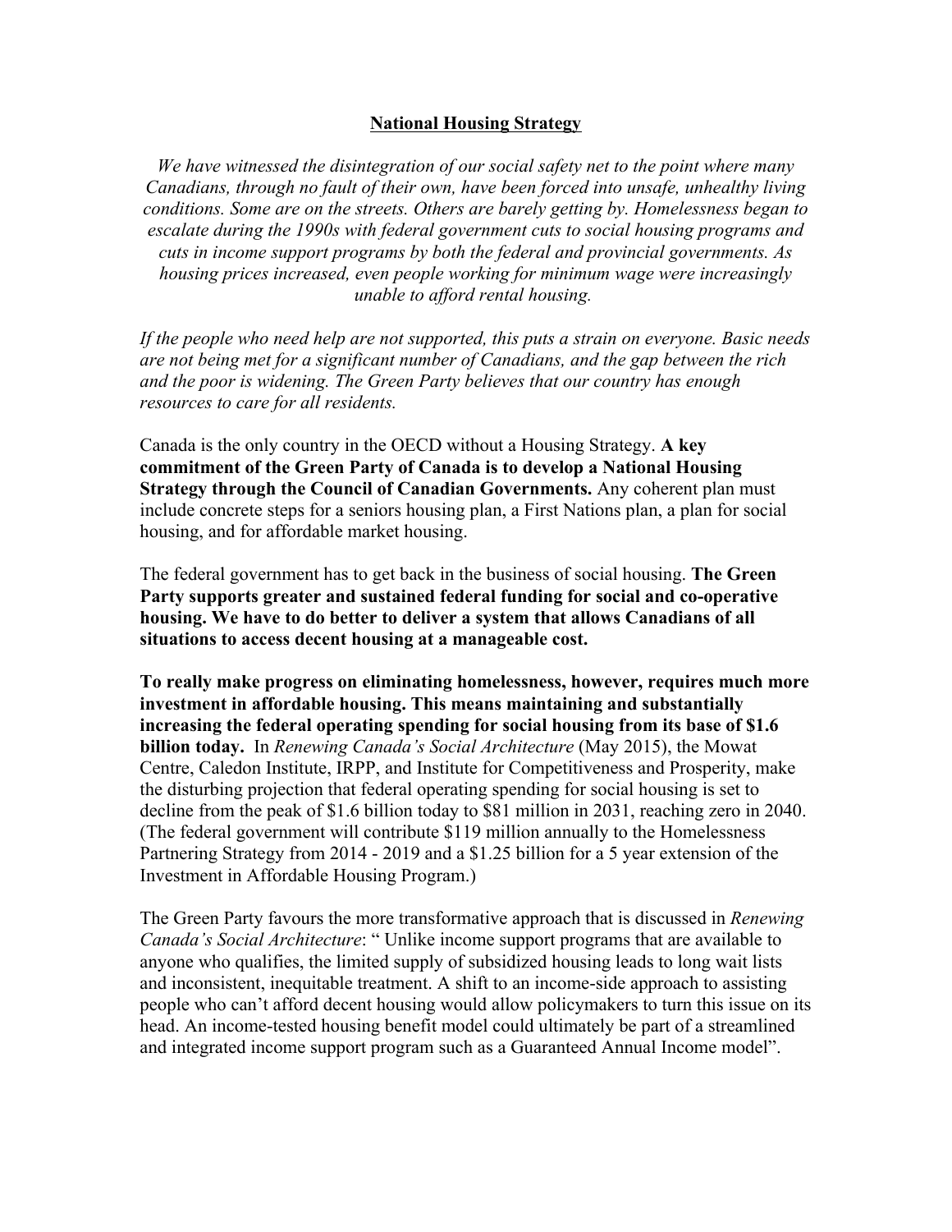# National Housing Strategy

*We have witnessed the disintegration of our social safety net to the point where many Canadians, through no fault of their own, have been forced into unsafe, unhealthy living conditions. Some are on the streets. Others are barely getting by. Homelessness began to escalate during the 1990s with federal government cuts to social housing programs and cuts in income support programs by both the federal and provincial governments. As housing prices increased, even people working for minimum wage were increasingly unable to afford rental housing.*

*If the people who need help are not supported, this puts a strain on everyone. Basic needs are not being met for a significant number of Canadians, and the gap between the rich and the poor is widening. The Green Party believes that our country has enough resources to care for all residents.*

Canada is the only country in the OECD without a Housing Strategy. **A key commitment of the Green Party of Canada is to develop a National Housing Strategy through the Council of Canadian Governments.** Any coherent plan must include concrete steps for a seniors housing plan, a First Nations plan, a plan for social housing, and for affordable market housing.

The federal government has to get back in the business of social housing. **The Green Party supports greater and sustained federal funding for social and co-operative housing. We have to do better to deliver a system that allows Canadians of all situations to access decent housing at a manageable cost.**

**To really make progress on eliminating homelessness, however, requires much more investment in affordable housing. This means maintaining and substantially increasing the federal operating spending for social housing from its base of $1.6 billion today.** In *Renewing Canada's Social Architecture* (May 2015), the Mowat Centre, Caledon Institute, IRPP, and Institute for Competitiveness and Prosperity, make the disturbing projection that federal operating spending for social housing is set to decline from the peak of $1.6 billion today to $81 million in 2031, reaching zero in 2040. (The federal government will contribute $119 million annually to the Homelessness Partnering Strategy from 2014 - 2019 and a $1.25 billion for a 5 year extension of the Investment in Affordable Housing Program.)

The Green Party favours the more transformative approach that is discussed in *Renewing Canada's Social Architecture*: " Unlike income support programs that are available to anyone who qualifies, the limited supply of subsidized housing leads to long wait lists and inconsistent, inequitable treatment. A shift to an income-side approach to assisting people who can't afford decent housing would allow policymakers to turn this issue on its head. An income-tested housing benefit model could ultimately be part of a streamlined and integrated income support program such as a Guaranteed Annual Income model".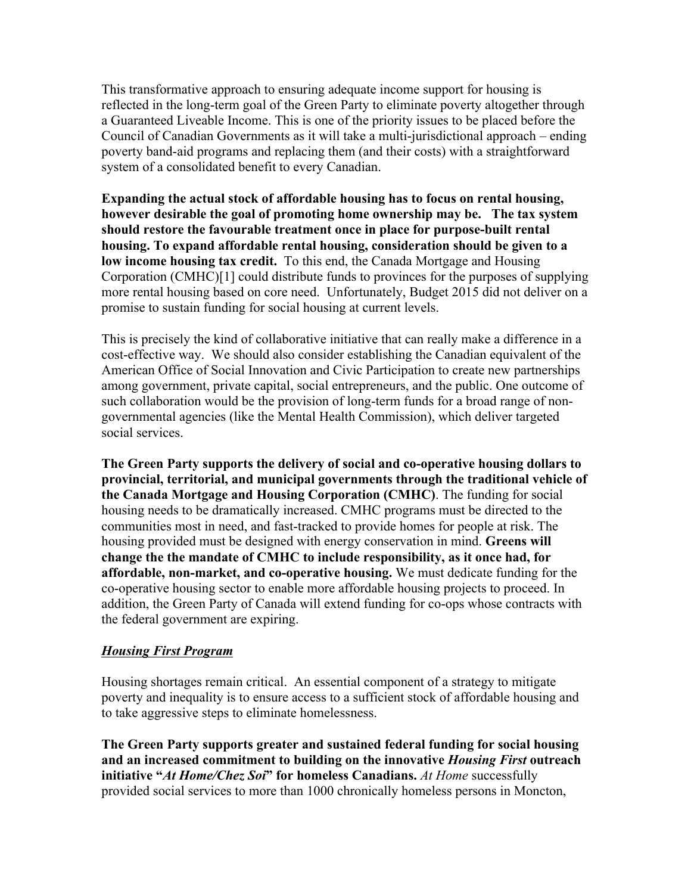This transformative approach to ensuring adequate income support for housing is reflected in the long-term goal of the Green Party to eliminate poverty altogether through a Guaranteed Liveable Income. This is one of the priority issues to be placed before the Council of Canadian Governments as it will take a multi-jurisdictional approach – ending poverty band-aid programs and replacing them (and their costs) with a straightforward system of a consolidated benefit to every Canadian.

**Expanding the actual stock of affordable housing has to focus on rental housing, however desirable the goal of promoting home ownership may be. The tax system should restore the favourable treatment once in place for purpose-built rental housing. To expand affordable rental housing, consideration should be given to a low income housing tax credit.** To this end, the Canada Mortgage and Housing Corporation (CMHC)[1] could distribute funds to provinces for the purposes of supplying more rental housing based on core need. Unfortunately, Budget 2015 did not deliver on a promise to sustain funding for social housing at current levels.

This is precisely the kind of collaborative initiative that can really make a difference in a cost-effective way. We should also consider establishing the Canadian equivalent of the American Office of Social Innovation and Civic Participation to create new partnerships among government, private capital, social entrepreneurs, and the public. One outcome of such collaboration would be the provision of long-term funds for a broad range of non-governmental agencies (like the Mental Health Commission), which deliver targeted social services.

**The Green Party supports the delivery of social and co-operative housing dollars to provincial, territorial, and municipal governments through the traditional vehicle of the Canada Mortgage and Housing Corporation (CMHC)**. The funding for social housing needs to be dramatically increased. CMHC programs must be directed to the communities most in need, and fast-tracked to provide homes for people at risk. The housing provided must be designed with energy conservation in mind. **Greens will change the the mandate of CMHC to include responsibility, as it once had, for affordable, non-market, and co-operative housing.** We must dedicate funding for the co-operative housing sector to enable more affordable housing projects to proceed. In addition, the Green Party of Canada will extend funding for co-ops whose contracts with the federal government are expiring.

### ***Housing First Program***

Housing shortages remain critical. An essential component of a strategy to mitigate poverty and inequality is to ensure access to a sufficient stock of affordable housing and to take aggressive steps to eliminate homelessness.

**The Green Party supports greater and sustained federal funding for social housing and an increased commitment to building on the innovative *Housing First* outreach initiative "*At Home/Chez Soi*" for homeless Canadians.** *At Home* successfully provided social services to more than 1000 chronically homeless persons in Moncton,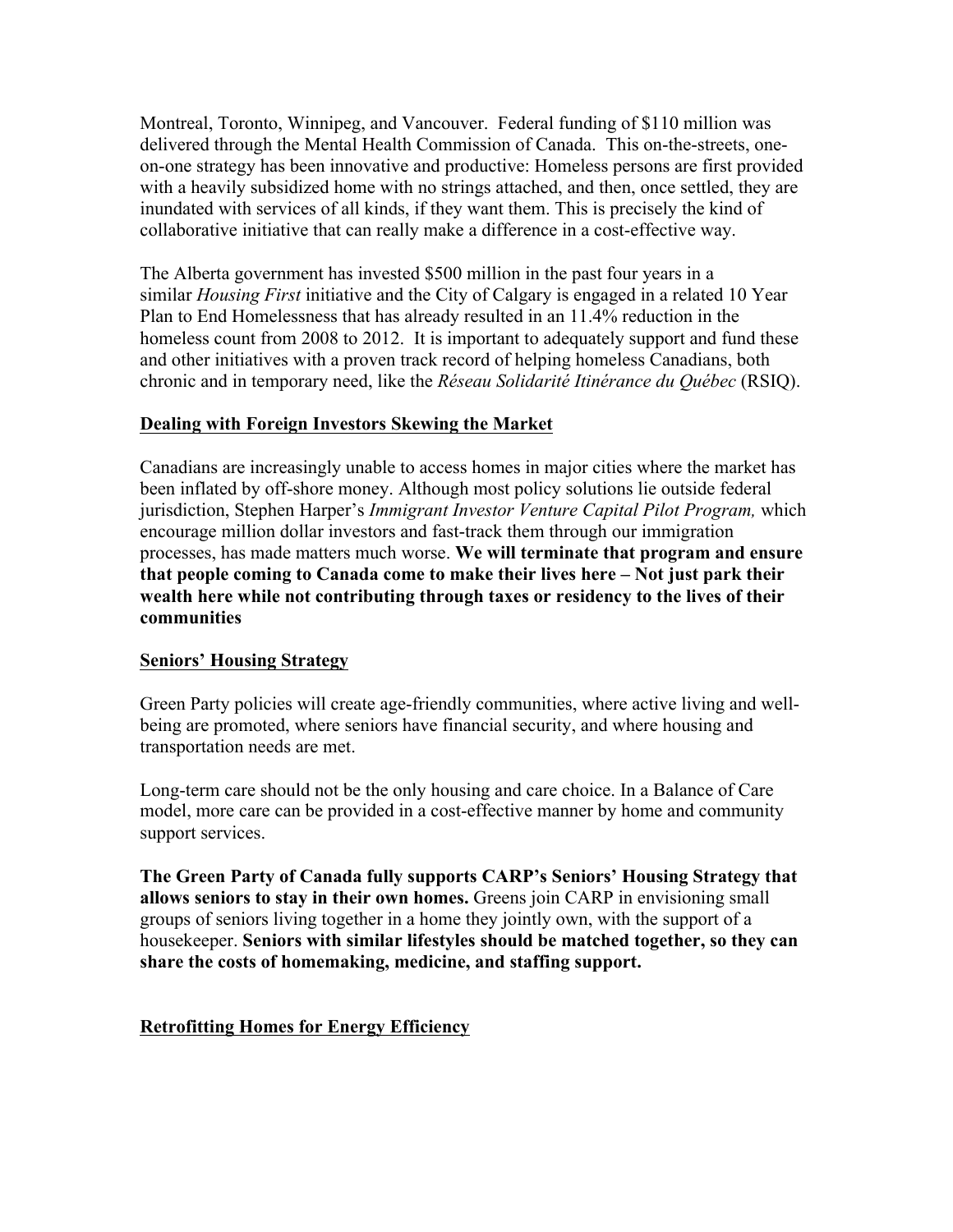Montreal, Toronto, Winnipeg, and Vancouver. Federal funding of $110 million was delivered through the Mental Health Commission of Canada. This on-the-streets, one-on-one strategy has been innovative and productive: Homeless persons are first provided with a heavily subsidized home with no strings attached, and then, once settled, they are inundated with services of all kinds, if they want them. This is precisely the kind of collaborative initiative that can really make a difference in a cost-effective way.

The Alberta government has invested $500 million in the past four years in a similar *Housing First* initiative and the City of Calgary is engaged in a related 10 Year Plan to End Homelessness that has already resulted in an 11.4% reduction in the homeless count from 2008 to 2012. It is important to adequately support and fund these and other initiatives with a proven track record of helping homeless Canadians, both chronic and in temporary need, like the *Réseau Solidarité Itinérance du Québec* (RSIQ).

**Dealing with Foreign Investors Skewing the Market**

Canadians are increasingly unable to access homes in major cities where the market has been inflated by off-shore money. Although most policy solutions lie outside federal jurisdiction, Stephen Harper's *Immigrant Investor Venture Capital Pilot Program,* which encourage million dollar investors and fast-track them through our immigration processes, has made matters much worse. **We will terminate that program and ensure that people coming to Canada come to make their lives here – Not just park their wealth here while not contributing through taxes or residency to the lives of their communities**

**Seniors' Housing Strategy**

Green Party policies will create age-friendly communities, where active living and well-being are promoted, where seniors have financial security, and where housing and transportation needs are met.

Long-term care should not be the only housing and care choice. In a Balance of Care model, more care can be provided in a cost-effective manner by home and community support services.

**The Green Party of Canada fully supports CARP's Seniors' Housing Strategy that allows seniors to stay in their own homes.** Greens join CARP in envisioning small groups of seniors living together in a home they jointly own, with the support of a housekeeper. **Seniors with similar lifestyles should be matched together, so they can share the costs of homemaking, medicine, and staffing support.**

**Retrofitting Homes for Energy Efficiency**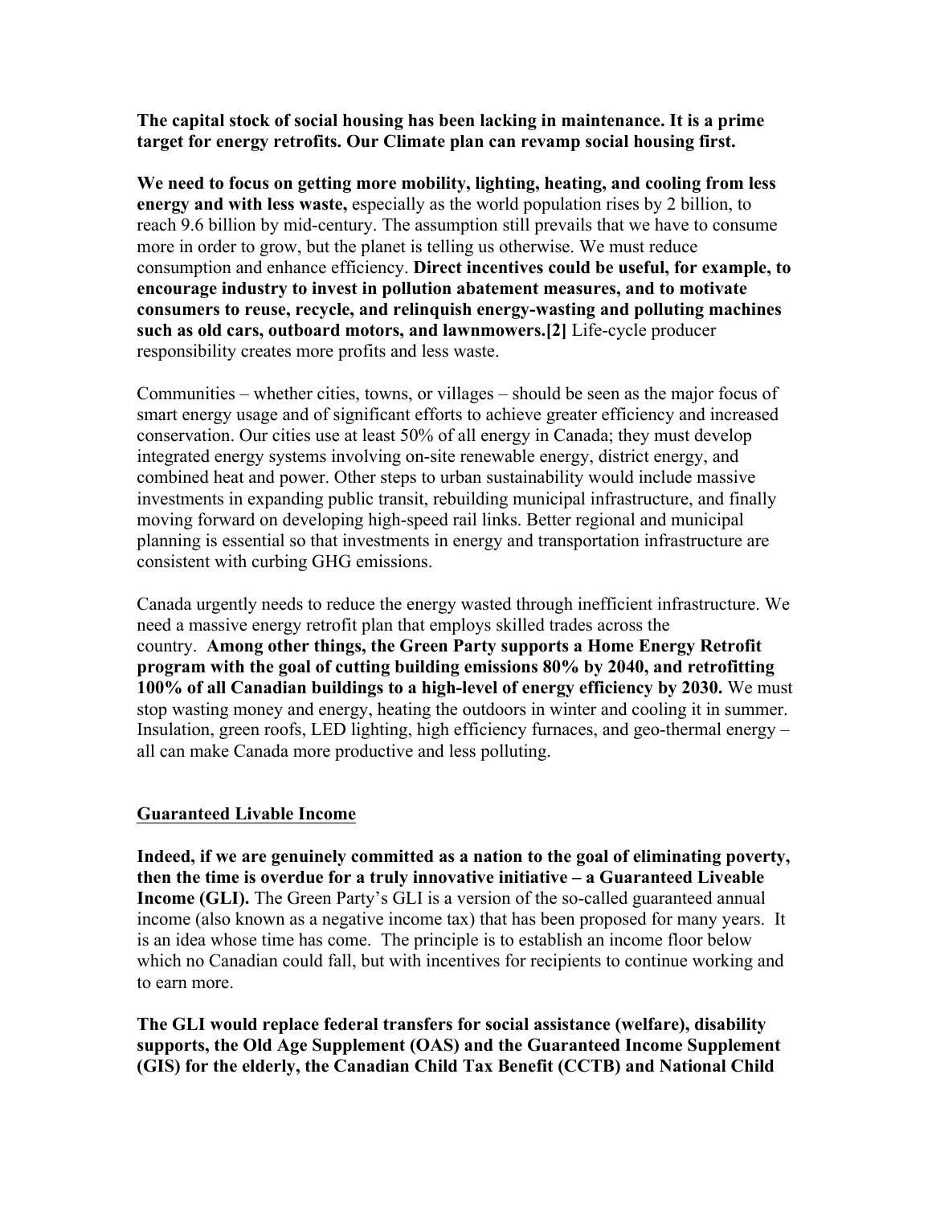**The capital stock of social housing has been lacking in maintenance. It is a prime target for energy retrofits. Our Climate plan can revamp social housing first.**

**We need to focus on getting more mobility, lighting, heating, and cooling from less energy and with less waste,** especially as the world population rises by 2 billion, to reach 9.6 billion by mid-century. The assumption still prevails that we have to consume more in order to grow, but the planet is telling us otherwise. We must reduce consumption and enhance efficiency. **Direct incentives could be useful, for example, to encourage industry to invest in pollution abatement measures, and to motivate consumers to reuse, recycle, and relinquish energy-wasting and polluting machines such as old cars, outboard motors, and lawnmowers.[2]** Life-cycle producer responsibility creates more profits and less waste.

Communities – whether cities, towns, or villages – should be seen as the major focus of smart energy usage and of significant efforts to achieve greater efficiency and increased conservation. Our cities use at least 50% of all energy in Canada; they must develop integrated energy systems involving on-site renewable energy, district energy, and combined heat and power. Other steps to urban sustainability would include massive investments in expanding public transit, rebuilding municipal infrastructure, and finally moving forward on developing high-speed rail links. Better regional and municipal planning is essential so that investments in energy and transportation infrastructure are consistent with curbing GHG emissions.

Canada urgently needs to reduce the energy wasted through inefficient infrastructure. We need a massive energy retrofit plan that employs skilled trades across the country. **Among other things, the Green Party supports a Home Energy Retrofit program with the goal of cutting building emissions 80% by 2040, and retrofitting 100% of all Canadian buildings to a high-level of energy efficiency by 2030.** We must stop wasting money and energy, heating the outdoors in winter and cooling it in summer. Insulation, green roofs, LED lighting, high efficiency furnaces, and geo-thermal energy – all can make Canada more productive and less polluting.

## Guaranteed Livable Income

**Indeed, if we are genuinely committed as a nation to the goal of eliminating poverty, then the time is overdue for a truly innovative initiative – a Guaranteed Liveable Income (GLI).** The Green Party's GLI is a version of the so-called guaranteed annual income (also known as a negative income tax) that has been proposed for many years. It is an idea whose time has come. The principle is to establish an income floor below which no Canadian could fall, but with incentives for recipients to continue working and to earn more.

**The GLI would replace federal transfers for social assistance (welfare), disability supports, the Old Age Supplement (OAS) and the Guaranteed Income Supplement (GIS) for the elderly, the Canadian Child Tax Benefit (CCTB) and National Child**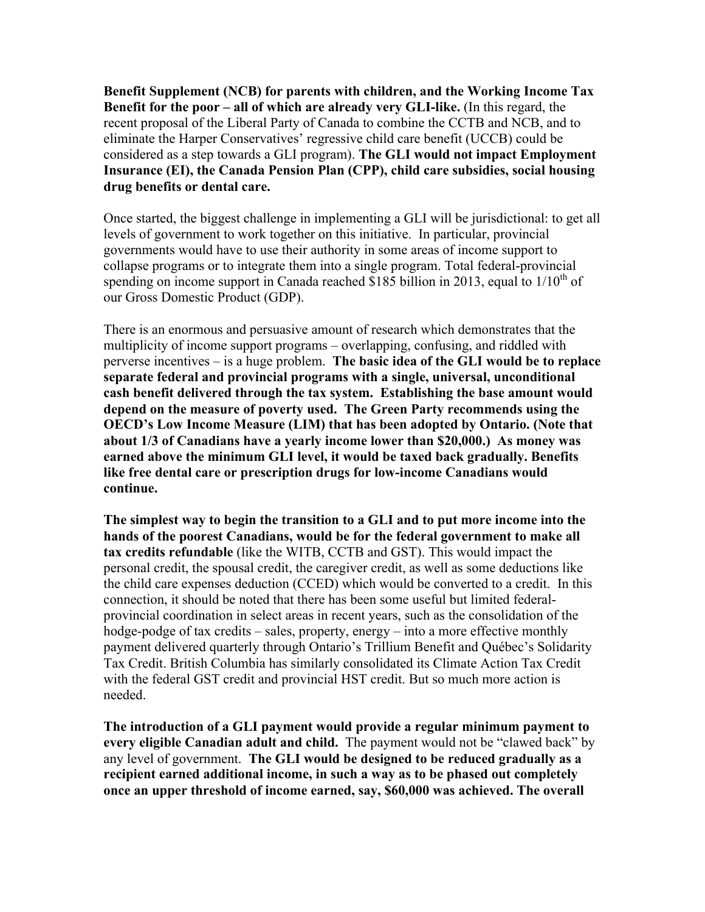**Benefit Supplement (NCB) for parents with children, and the Working Income Tax Benefit for the poor – all of which are already very GLI-like.** (In this regard, the recent proposal of the Liberal Party of Canada to combine the CCTB and NCB, and to eliminate the Harper Conservatives' regressive child care benefit (UCCB) could be considered as a step towards a GLI program). **The GLI would not impact Employment Insurance (EI), the Canada Pension Plan (CPP), child care subsidies, social housing drug benefits or dental care.**

Once started, the biggest challenge in implementing a GLI will be jurisdictional: to get all levels of government to work together on this initiative. In particular, provincial governments would have to use their authority in some areas of income support to collapse programs or to integrate them into a single program. Total federal-provincial spending on income support in Canada reached $185 billion in 2013, equal to 1/10th of our Gross Domestic Product (GDP).

There is an enormous and persuasive amount of research which demonstrates that the multiplicity of income support programs – overlapping, confusing, and riddled with perverse incentives – is a huge problem. **The basic idea of the GLI would be to replace separate federal and provincial programs with a single, universal, unconditional cash benefit delivered through the tax system. Establishing the base amount would depend on the measure of poverty used. The Green Party recommends using the OECD's Low Income Measure (LIM) that has been adopted by Ontario. (Note that about 1/3 of Canadians have a yearly income lower than $20,000.) As money was earned above the minimum GLI level, it would be taxed back gradually. Benefits like free dental care or prescription drugs for low-income Canadians would continue.**

**The simplest way to begin the transition to a GLI and to put more income into the hands of the poorest Canadians, would be for the federal government to make all tax credits refundable** (like the WITB, CCTB and GST). This would impact the personal credit, the spousal credit, the caregiver credit, as well as some deductions like the child care expenses deduction (CCED) which would be converted to a credit. In this connection, it should be noted that there has been some useful but limited federal-provincial coordination in select areas in recent years, such as the consolidation of the hodge-podge of tax credits – sales, property, energy – into a more effective monthly payment delivered quarterly through Ontario's Trillium Benefit and Québec's Solidarity Tax Credit. British Columbia has similarly consolidated its Climate Action Tax Credit with the federal GST credit and provincial HST credit. But so much more action is needed.

**The introduction of a GLI payment would provide a regular minimum payment to every eligible Canadian adult and child.** The payment would not be "clawed back" by any level of government. **The GLI would be designed to be reduced gradually as a recipient earned additional income, in such a way as to be phased out completely once an upper threshold of income earned, say, $60,000 was achieved. The overall**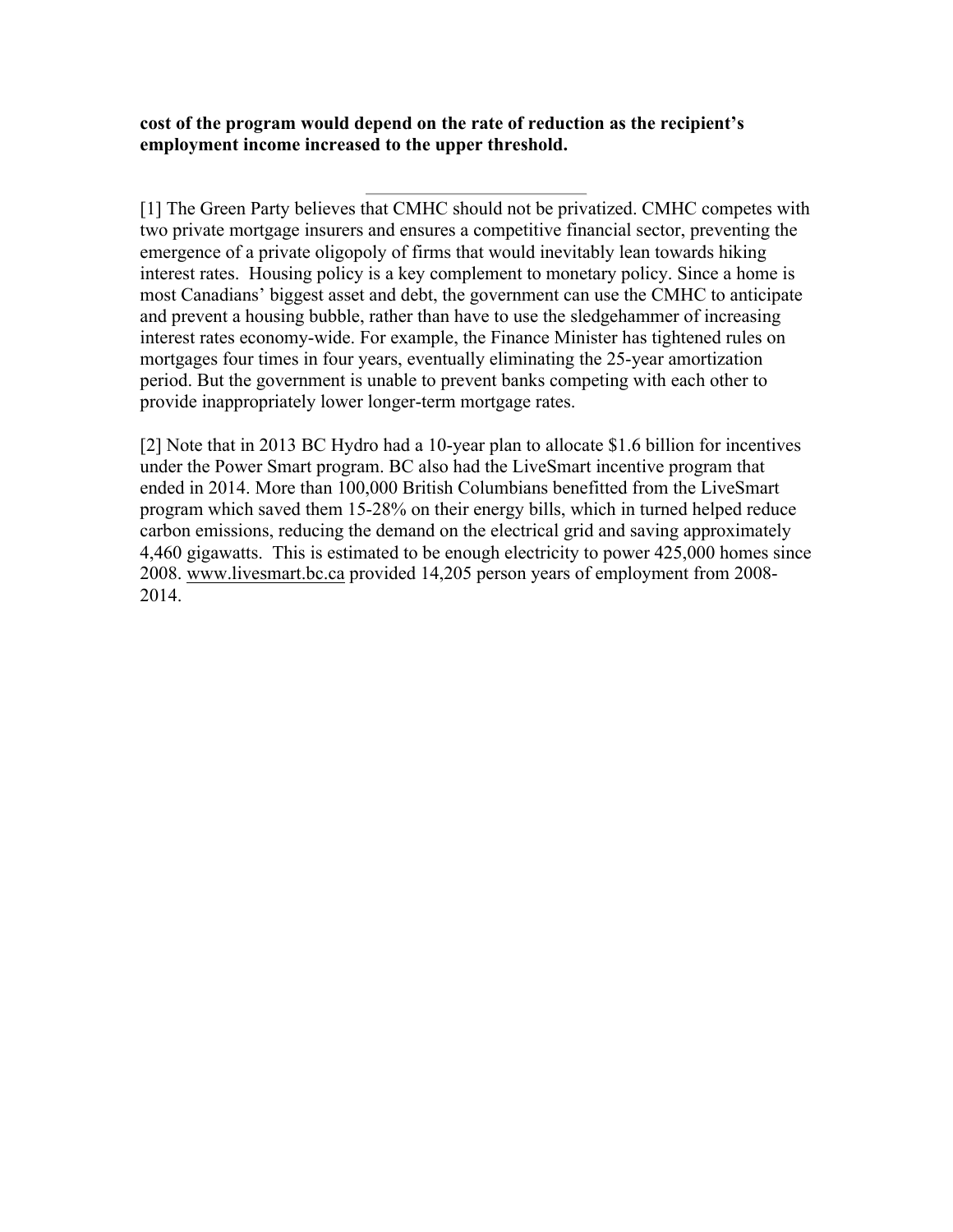**cost of the program would depend on the rate of reduction as the recipient's employment income increased to the upper threshold.**

---

[1] The Green Party believes that CMHC should not be privatized. CMHC competes with two private mortgage insurers and ensures a competitive financial sector, preventing the emergence of a private oligopoly of firms that would inevitably lean towards hiking interest rates. Housing policy is a key complement to monetary policy. Since a home is most Canadians' biggest asset and debt, the government can use the CMHC to anticipate and prevent a housing bubble, rather than have to use the sledgehammer of increasing interest rates economy-wide. For example, the Finance Minister has tightened rules on mortgages four times in four years, eventually eliminating the 25-year amortization period. But the government is unable to prevent banks competing with each other to provide inappropriately lower longer-term mortgage rates.

[2] Note that in 2013 BC Hydro had a 10-year plan to allocate $1.6 billion for incentives under the Power Smart program. BC also had the LiveSmart incentive program that ended in 2014. More than 100,000 British Columbians benefitted from the LiveSmart program which saved them 15-28% on their energy bills, which in turned helped reduce carbon emissions, reducing the demand on the electrical grid and saving approximately 4,460 gigawatts. This is estimated to be enough electricity to power 425,000 homes since 2008. www.livesmart.bc.ca provided 14,205 person years of employment from 2008-2014.